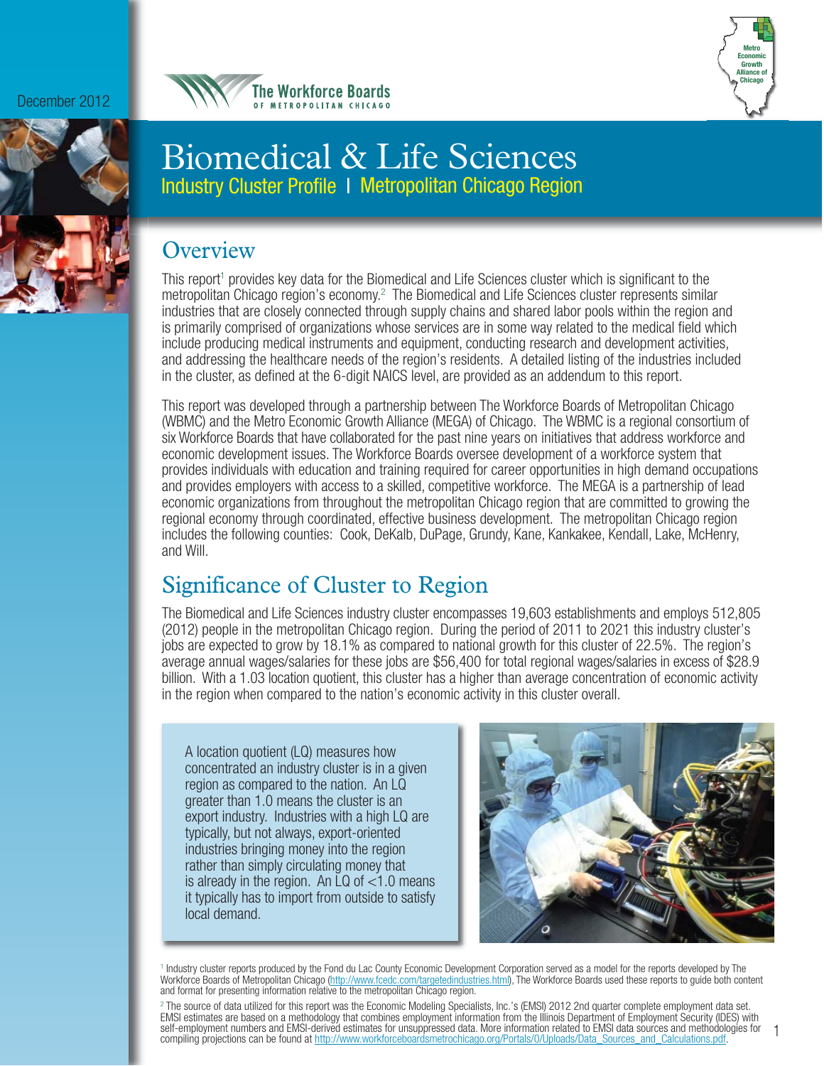December 2012

The Workforce Boards OF METROPOLITAN CHICAGO

Metro Economic Growth Alliance of Chicago

# Biomedical & Life Sciences

## Industry Cluster Profile | Metropolitan Chicago Region

## Overview

This report[1] provides key data for the Biomedical and Life Sciences cluster which is significant to the metropolitan Chicago region's economy.[2] The Biomedical and Life Sciences cluster represents similar industries that are closely connected through supply chains and shared labor pools within the region and is primarily comprised of organizations whose services are in some way related to the medical field which include producing medical instruments and equipment, conducting research and development activities, and addressing the healthcare needs of the region's residents. A detailed listing of the industries included in the cluster, as defined at the 6-digit NAICS level, are provided as an addendum to this report.

This report was developed through a partnership between The Workforce Boards of Metropolitan Chicago (WBMC) and the Metro Economic Growth Alliance (MEGA) of Chicago. The WBMC is a regional consortium of six Workforce Boards that have collaborated for the past nine years on initiatives that address workforce and economic development issues. The Workforce Boards oversee development of a workforce system that provides individuals with education and training required for career opportunities in high demand occupations and provides employers with access to a skilled, competitive workforce. The MEGA is a partnership of lead economic organizations from throughout the metropolitan Chicago region that are committed to growing the regional economy through coordinated, effective business development. The metropolitan Chicago region includes the following counties: Cook, DeKalb, DuPage, Grundy, Kane, Kankakee, Kendall, Lake, McHenry, and Will.

## Significance of Cluster to Region

The Biomedical and Life Sciences industry cluster encompasses 19,603 establishments and employs 512,805 (2012) people in the metropolitan Chicago region. During the period of 2011 to 2021 this industry cluster's jobs are expected to grow by 18.1% as compared to national growth for this cluster of 22.5%. The region's average annual wages/salaries for these jobs are $56,400 for total regional wages/salaries in excess of $28.9 billion. With a 1.03 location quotient, this cluster has a higher than average concentration of economic activity in the region when compared to the nation's economic activity in this cluster overall.

A location quotient (LQ) measures how concentrated an industry cluster is in a given region as compared to the nation. An LQ greater than 1.0 means the cluster is an export industry. Industries with a high LQ are typically, but not always, export-oriented industries bringing money into the region rather than simply circulating money that is already in the region. An LQ of <1.0 means it typically has to import from outside to satisfy local demand.

[1] Industry cluster reports produced by the Fond du Lac County Economic Development Corporation served as a model for the reports developed by The Workforce Boards of Metropolitan Chicago (http://www.fcedc.com/targetedindustries.html), The Workforce Boards used these reports to guide both content and format for presenting information relative to the metropolitan Chicago region.

[2] The source of data utilized for this report was the Economic Modeling Specialists, Inc.'s (EMSI) 2012 2nd quarter complete employment data set. EMSI estimates are based on a methodology that combines employment information from the Illinois Department of Employment Security (IDES) with self-employment numbers and EMSI-derived estimates for unsuppressed data. More information related to EMSI data sources and methodologies for compiling projections can be found at http://www.workforceboardsmetrochicago.org/Portals/0/Uploads/Data_Sources_and_Calculations.pdf.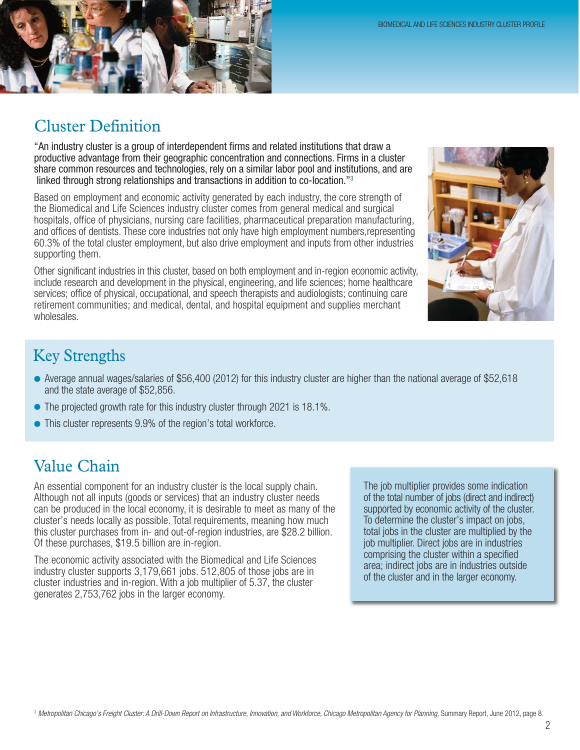## Cluster Definition

"An industry cluster is a group of interdependent firms and related institutions that draw a productive advantage from their geographic concentration and connections. Firms in a cluster share common resources and technologies, rely on a similar labor pool and institutions, and are linked through strong relationships and transactions in addition to co-location."[3]

Based on employment and economic activity generated by each industry, the core strength of the Biomedical and Life Sciences industry cluster comes from general medical and surgical hospitals, office of physicians, nursing care facilities, pharmaceutical preparation manufacturing, and offices of dentists. These core industries not only have high employment numbers,representing 60.3% of the total cluster employment, but also drive employment and inputs from other industries supporting them.

Other significant industries in this cluster, based on both employment and in-region economic activity, include research and development in the physical, engineering, and life sciences; home healthcare services; office of physical, occupational, and speech therapists and audiologists; continuing care retirement communities; and medical, dental, and hospital equipment and supplies merchant wholesales.

## Key Strengths

- Average annual wages/salaries of $56,400 (2012) for this industry cluster are higher than the national average of $52,618 and the state average of $52,856.
- The projected growth rate for this industry cluster through 2021 is 18.1%.
- This cluster represents 9.9% of the region's total workforce.

## Value Chain

An essential component for an industry cluster is the local supply chain. Although not all inputs (goods or services) that an industry cluster needs can be produced in the local economy, it is desirable to meet as many of the cluster's needs locally as possible. Total requirements, meaning how much this cluster purchases from in- and out-of-region industries, are $28.2 billion. Of these purchases, $19.5 billion are in-region.

The economic activity associated with the Biomedical and Life Sciences industry cluster supports 3,179,661 jobs. 512,805 of those jobs are in cluster industries and in-region. With a job multiplier of 5.37, the cluster generates 2,753,762 jobs in the larger economy.

The job multiplier provides some indication of the total number of jobs (direct and indirect) supported by economic activity of the cluster. To determine the cluster's impact on jobs, total jobs in the cluster are multiplied by the job multiplier. Direct jobs are in industries comprising the cluster within a specified area; indirect jobs are in industries outside of the cluster and in the larger economy.

[3] *Metropolitan Chicago's Freight Cluster: A Drill-Down Report on Infrastructure, Innovation, and Workforce, Chicago Metropolitan Agency for Planning,* Summary Report, June 2012, page 8.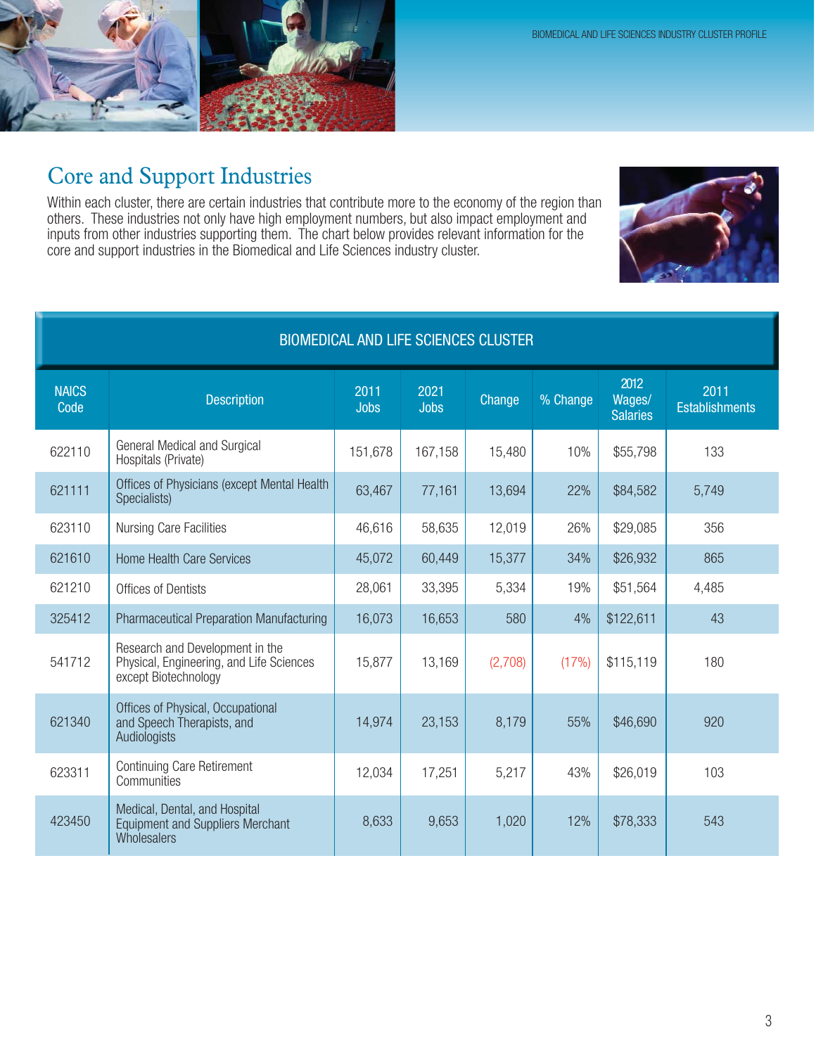## Core and Support Industries

Within each cluster, there are certain industries that contribute more to the economy of the region than others. These industries not only have high employment numbers, but also impact employment and inputs from other industries supporting them. The chart below provides relevant information for the core and support industries in the Biomedical and Life Sciences industry cluster.

| BIOMEDICAL AND LIFE SCIENCES CLUSTER | | | | | | | |
|---|---|---|---|---|---|---|---|
| NAICS Code | Description | 2011 Jobs | 2021 Jobs | Change | % Change | 2012 Wages/ Salaries | 2011 Establishments |
| 622110 | General Medical and Surgical Hospitals (Private) | 151,678 | 167,158 | 15,480 | 10% | $55,798 | 133 |
| 621111 | Offices of Physicians (except Mental Health Specialists) | 63,467 | 77,161 | 13,694 | 22% | $84,582 | 5,749 |
| 623110 | Nursing Care Facilities | 46,616 | 58,635 | 12,019 | 26% | $29,085 | 356 |
| 621610 | Home Health Care Services | 45,072 | 60,449 | 15,377 | 34% | $26,932 | 865 |
| 621210 | Offices of Dentists | 28,061 | 33,395 | 5,334 | 19% | $51,564 | 4,485 |
| 325412 | Pharmaceutical Preparation Manufacturing | 16,073 | 16,653 | 580 | 4% | $122,611 | 43 |
| 541712 | Research and Development in the Physical, Engineering, and Life Sciences except Biotechnology | 15,877 | 13,169 | (2,708) | (17%) | $115,119 | 180 |
| 621340 | Offices of Physical, Occupational and Speech Therapists, and Audiologists | 14,974 | 23,153 | 8,179 | 55% | $46,690 | 920 |
| 623311 | Continuing Care Retirement Communities | 12,034 | 17,251 | 5,217 | 43% | $26,019 | 103 |
| 423450 | Medical, Dental, and Hospital Equipment and Suppliers Merchant Wholesalers | 8,633 | 9,653 | 1,020 | 12% | $78,333 | 543 |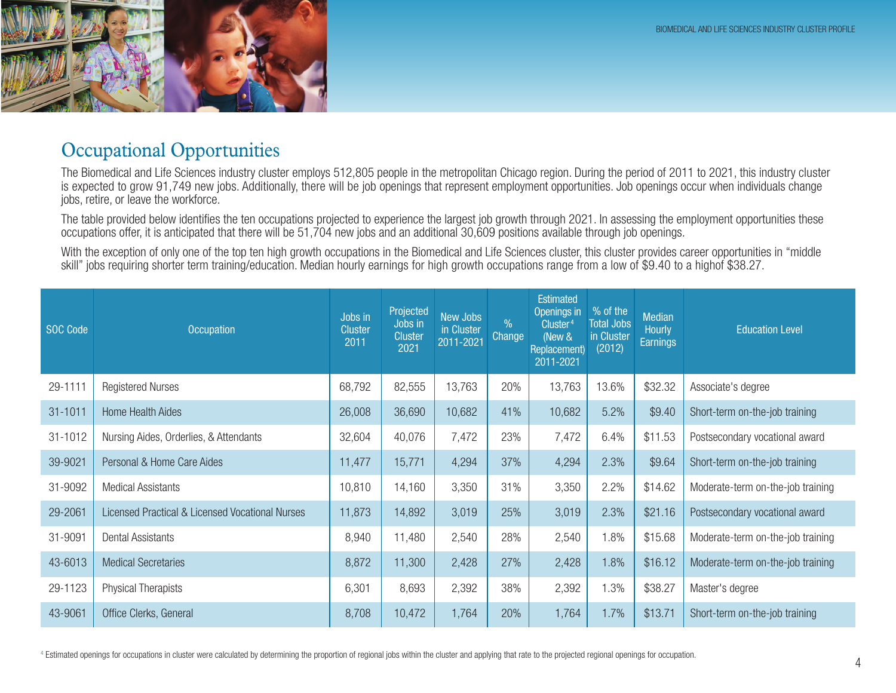## Occupational Opportunities

The Biomedical and Life Sciences industry cluster employs 512,805 people in the metropolitan Chicago region. During the period of 2011 to 2021, this industry cluster is expected to grow 91,749 new jobs. Additionally, there will be job openings that represent employment opportunities. Job openings occur when individuals change jobs, retire, or leave the workforce.

The table provided below identifies the ten occupations projected to experience the largest job growth through 2021. In assessing the employment opportunities these occupations offer, it is anticipated that there will be 51,704 new jobs and an additional 30,609 positions available through job openings.

With the exception of only one of the top ten high growth occupations in the Biomedical and Life Sciences cluster, this cluster provides career opportunities in "middle skill" jobs requiring shorter term training/education. Median hourly earnings for high growth occupations range from a low of $9.40 to a highof $38.27.

| SOC Code | Occupation | Jobs in Cluster 2011 | Projected Jobs in Cluster 2021 | New Jobs in Cluster 2011-2021 | % Change | Estimated Openings in Cluster[4] (New & Replacement) 2011-2021 | % of the Total Jobs in Cluster (2012) | Median Hourly Earnings | Education Level |
|---|---|---|---|---|---|---|---|---|---|
| 29-1111 | Registered Nurses | 68,792 | 82,555 | 13,763 | 20% | 13,763 | 13.6% | $32.32 | Associate's degree |
| 31-1011 | Home Health Aides | 26,008 | 36,690 | 10,682 | 41% | 10,682 | 5.2% | $9.40 | Short-term on-the-job training |
| 31-1012 | Nursing Aides, Orderlies, & Attendants | 32,604 | 40,076 | 7,472 | 23% | 7,472 | 6.4% | $11.53 | Postsecondary vocational award |
| 39-9021 | Personal & Home Care Aides | 11,477 | 15,771 | 4,294 | 37% | 4,294 | 2.3% | $9.64 | Short-term on-the-job training |
| 31-9092 | Medical Assistants | 10,810 | 14,160 | 3,350 | 31% | 3,350 | 2.2% | $14.62 | Moderate-term on-the-job training |
| 29-2061 | Licensed Practical & Licensed Vocational Nurses | 11,873 | 14,892 | 3,019 | 25% | 3,019 | 2.3% | $21.16 | Postsecondary vocational award |
| 31-9091 | Dental Assistants | 8,940 | 11,480 | 2,540 | 28% | 2,540 | 1.8% | $15.68 | Moderate-term on-the-job training |
| 43-6013 | Medical Secretaries | 8,872 | 11,300 | 2,428 | 27% | 2,428 | 1.8% | $16.12 | Moderate-term on-the-job training |
| 29-1123 | Physical Therapists | 6,301 | 8,693 | 2,392 | 38% | 2,392 | 1.3% | $38.27 | Master's degree |
| 43-9061 | Office Clerks, General | 8,708 | 10,472 | 1,764 | 20% | 1,764 | 1.7% | $13.71 | Short-term on-the-job training |

[4] Estimated openings for occupations in cluster were calculated by determining the proportion of regional jobs within the cluster and applying that rate to the projected regional openings for occupation.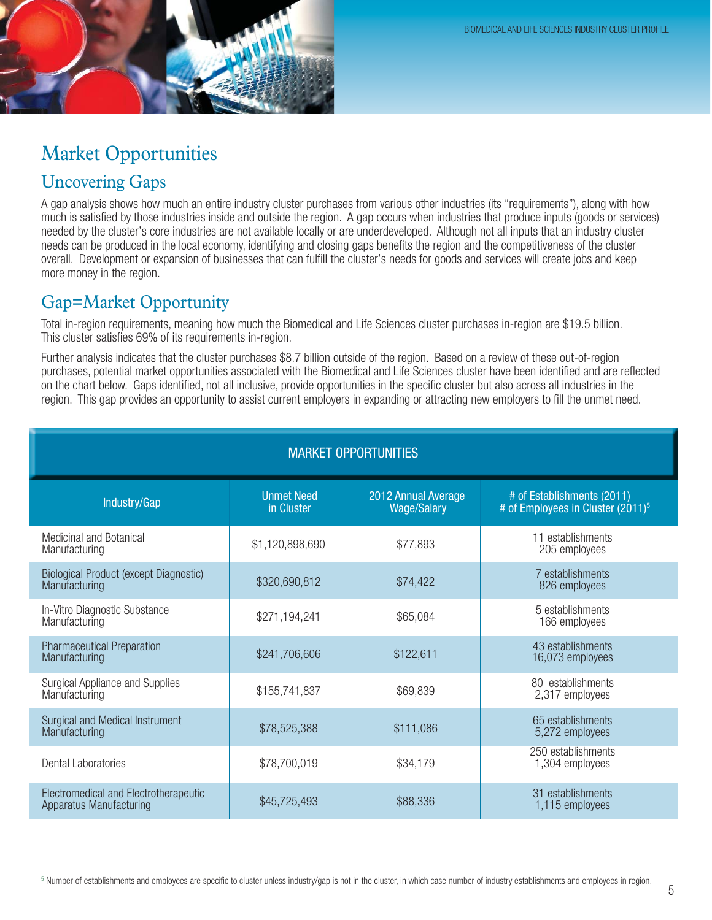# Market Opportunities

## Uncovering Gaps

A gap analysis shows how much an entire industry cluster purchases from various other industries (its "requirements"), along with how much is satisfied by those industries inside and outside the region. A gap occurs when industries that produce inputs (goods or services) needed by the cluster's core industries are not available locally or are underdeveloped. Although not all inputs that an industry cluster needs can be produced in the local economy, identifying and closing gaps benefits the region and the competitiveness of the cluster overall. Development or expansion of businesses that can fulfill the cluster's needs for goods and services will create jobs and keep more money in the region.

## Gap=Market Opportunity

Total in-region requirements, meaning how much the Biomedical and Life Sciences cluster purchases in-region are $19.5 billion. This cluster satisfies 69% of its requirements in-region.

Further analysis indicates that the cluster purchases $8.7 billion outside of the region. Based on a review of these out-of-region purchases, potential market opportunities associated with the Biomedical and Life Sciences cluster have been identified and are reflected on the chart below. Gaps identified, not all inclusive, provide opportunities in the specific cluster but also across all industries in the region. This gap provides an opportunity to assist current employers in expanding or attracting new employers to fill the unmet need.

**MARKET OPPORTUNITIES**

| Industry/Gap | Unmet Need in Cluster | 2012 Annual Average Wage/Salary | # of Establishments (2011) # of Employees in Cluster (2011)[5] |
|---|---|---|---|
| Medicinal and Botanical Manufacturing | $1,120,898,690 | $77,893 | 11 establishments 205 employees |
| Biological Product (except Diagnostic) Manufacturing | $320,690,812 | $74,422 | 7 establishments 826 employees |
| In-Vitro Diagnostic Substance Manufacturing | $271,194,241 | $65,084 | 5 establishments 166 employees |
| Pharmaceutical Preparation Manufacturing | $241,706,606 | $122,611 | 43 establishments 16,073 employees |
| Surgical Appliance and Supplies Manufacturing | $155,741,837 | $69,839 | 80 establishments 2,317 employees |
| Surgical and Medical Instrument Manufacturing | $78,525,388 | $111,086 | 65 establishments 5,272 employees |
| Dental Laboratories | $78,700,019 | $34,179 | 250 establishments 1,304 employees |
| Electromedical and Electrotherapeutic Apparatus Manufacturing | $45,725,493 | $88,336 | 31 establishments 1,115 employees |

[5] Number of establishments and employees are specific to cluster unless industry/gap is not in the cluster, in which case number of industry establishments and employees in region.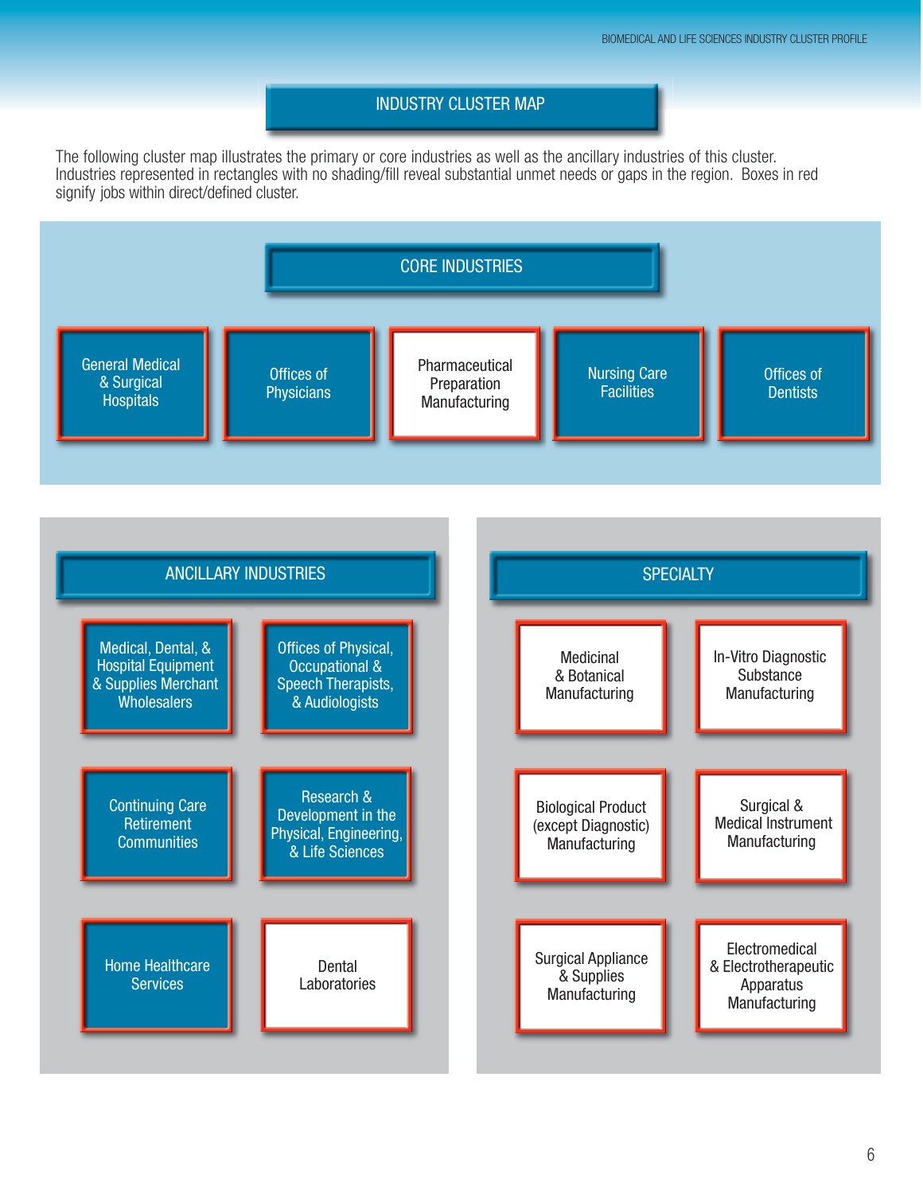# INDUSTRY CLUSTER MAP

The following cluster map illustrates the primary or core industries as well as the ancillary industries of this cluster. Industries represented in rectangles with no shading/fill reveal substantial unmet needs or gaps in the region. Boxes in red signify jobs within direct/defined cluster.

## CORE INDUSTRIES

- General Medical & Surgical Hospitals
- Offices of Physicians
- Pharmaceutical Preparation Manufacturing
- Nursing Care Facilities
- Offices of Dentists

## ANCILLARY INDUSTRIES

- Medical, Dental, & Hospital Equipment & Supplies Merchant Wholesalers
- Offices of Physical, Occupational & Speech Therapists, & Audiologists
- Continuing Care Retirement Communities
- Research & Development in the Physical, Engineering, & Life Sciences
- Home Healthcare Services
- Dental Laboratories

## SPECIALTY

- Medicinal & Botanical Manufacturing
- In-Vitro Diagnostic Substance Manufacturing
- Biological Product (except Diagnostic) Manufacturing
- Surgical & Medical Instrument Manufacturing
- Surgical Appliance & Supplies Manufacturing
- Electromedical & Electrotherapeutic Apparatus Manufacturing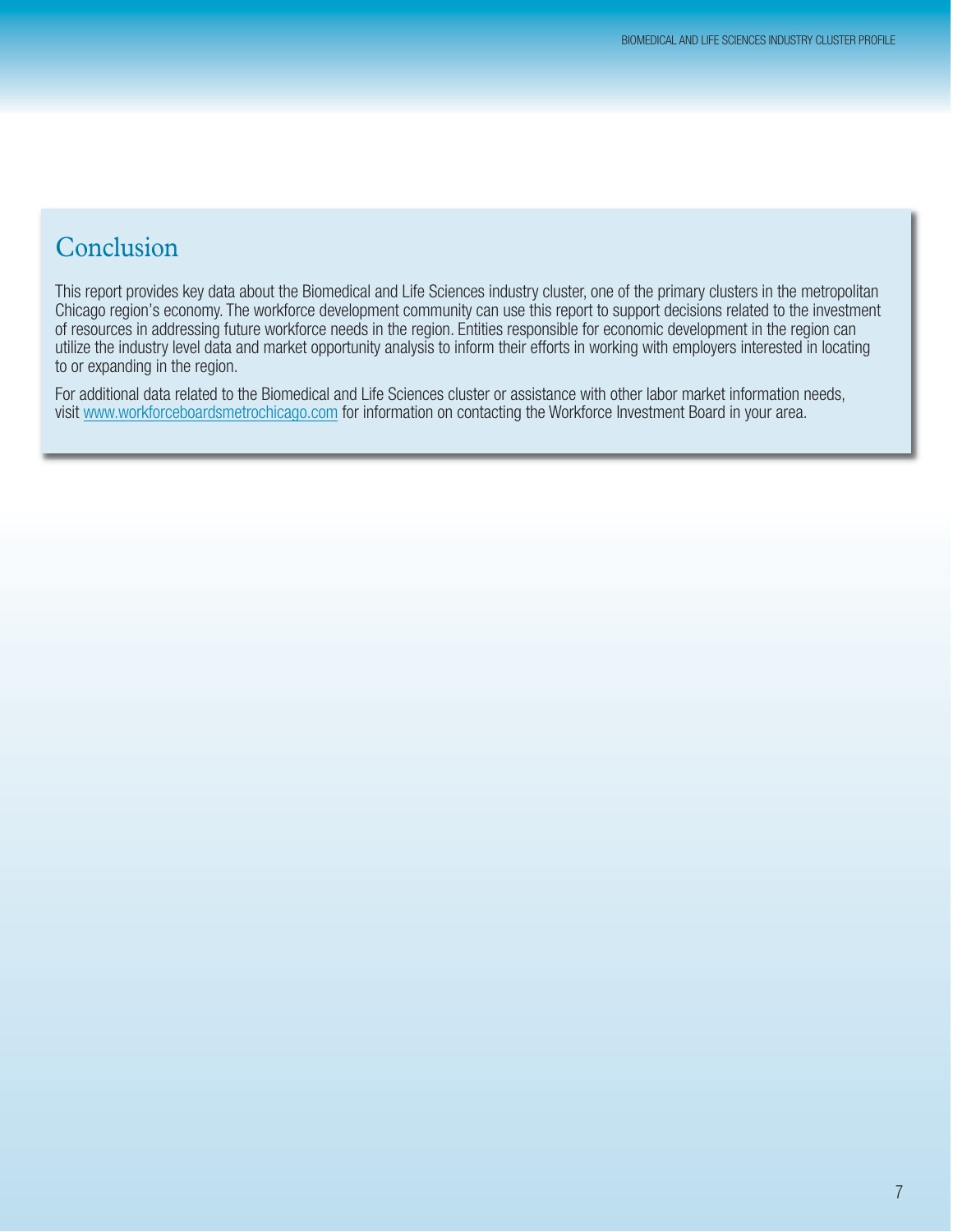## Conclusion

This report provides key data about the Biomedical and Life Sciences industry cluster, one of the primary clusters in the metropolitan Chicago region's economy. The workforce development community can use this report to support decisions related to the investment of resources in addressing future workforce needs in the region. Entities responsible for economic development in the region can utilize the industry level data and market opportunity analysis to inform their efforts in working with employers interested in locating to or expanding in the region.

For additional data related to the Biomedical and Life Sciences cluster or assistance with other labor market information needs, visit www.workforceboardsmetrochicago.com for information on contacting the Workforce Investment Board in your area.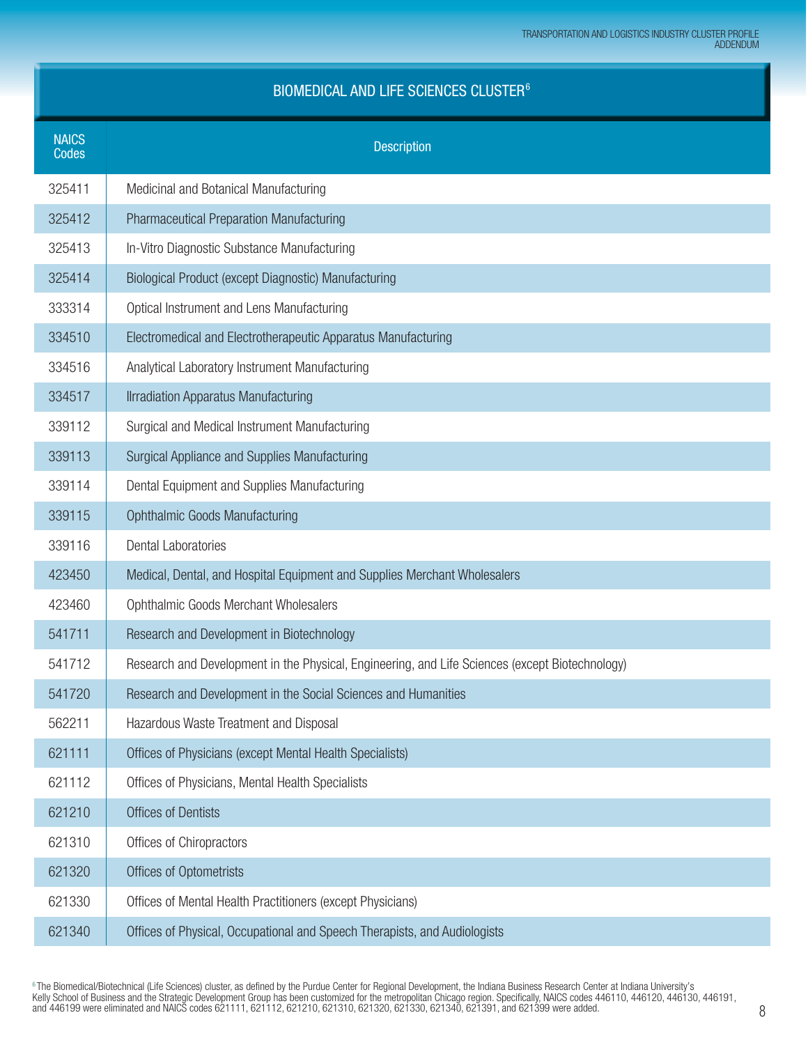## BIOMEDICAL AND LIFE SCIENCES CLUSTER[6]

| NAICS Codes | Description |
|---|---|
| 325411 | Medicinal and Botanical Manufacturing |
| 325412 | Pharmaceutical Preparation Manufacturing |
| 325413 | In-Vitro Diagnostic Substance Manufacturing |
| 325414 | Biological Product (except Diagnostic) Manufacturing |
| 333314 | Optical Instrument and Lens Manufacturing |
| 334510 | Electromedical and Electrotherapeutic Apparatus Manufacturing |
| 334516 | Analytical Laboratory Instrument Manufacturing |
| 334517 | Ilrradiation Apparatus Manufacturing |
| 339112 | Surgical and Medical Instrument Manufacturing |
| 339113 | Surgical Appliance and Supplies Manufacturing |
| 339114 | Dental Equipment and Supplies Manufacturing |
| 339115 | Ophthalmic Goods Manufacturing |
| 339116 | Dental Laboratories |
| 423450 | Medical, Dental, and Hospital Equipment and Supplies Merchant Wholesalers |
| 423460 | Ophthalmic Goods Merchant Wholesalers |
| 541711 | Research and Development in Biotechnology |
| 541712 | Research and Development in the Physical, Engineering, and Life Sciences (except Biotechnology) |
| 541720 | Research and Development in the Social Sciences and Humanities |
| 562211 | Hazardous Waste Treatment and Disposal |
| 621111 | Offices of Physicians (except Mental Health Specialists) |
| 621112 | Offices of Physicians, Mental Health Specialists |
| 621210 | Offices of Dentists |
| 621310 | Offices of Chiropractors |
| 621320 | Offices of Optometrists |
| 621330 | Offices of Mental Health Practitioners (except Physicians) |
| 621340 | Offices of Physical, Occupational and Speech Therapists, and Audiologists |

[6] The Biomedical/Biotechnical (Life Sciences) cluster, as defined by the Purdue Center for Regional Development, the Indiana Business Research Center at Indiana University's Kelly School of Business and the Strategic Development Group has been customized for the metropolitan Chicago region. Specifically, NAICS codes 446110, 446120, 446130, 446191, and 446199 were eliminated and NAICS codes 621111, 621112, 621210, 621310, 621320, 621330, 621340, 621391, and 621399 were added.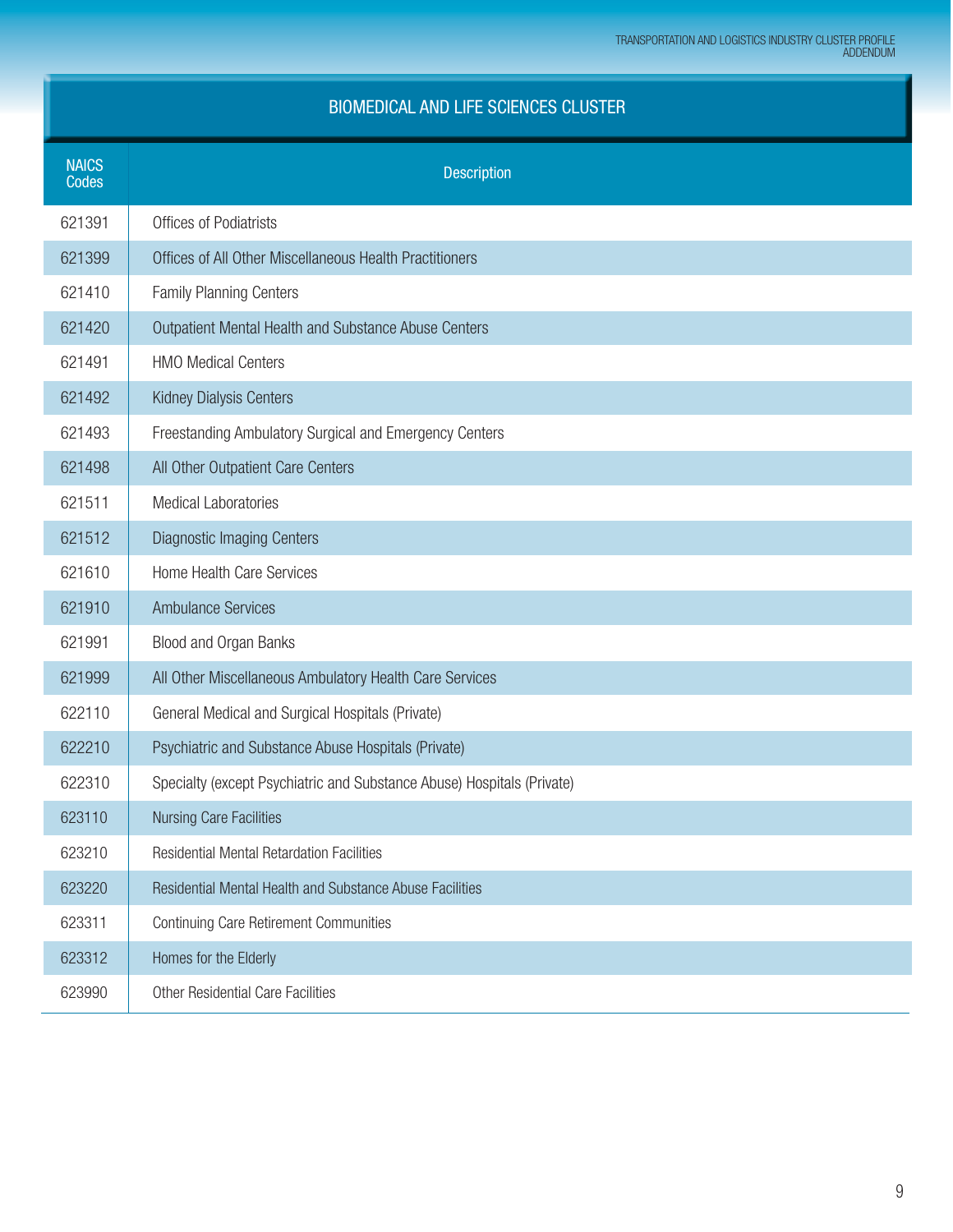## BIOMEDICAL AND LIFE SCIENCES CLUSTER

| NAICS Codes | Description |
|---|---|
| 621391 | Offices of Podiatrists |
| 621399 | Offices of All Other Miscellaneous Health Practitioners |
| 621410 | Family Planning Centers |
| 621420 | Outpatient Mental Health and Substance Abuse Centers |
| 621491 | HMO Medical Centers |
| 621492 | Kidney Dialysis Centers |
| 621493 | Freestanding Ambulatory Surgical and Emergency Centers |
| 621498 | All Other Outpatient Care Centers |
| 621511 | Medical Laboratories |
| 621512 | Diagnostic Imaging Centers |
| 621610 | Home Health Care Services |
| 621910 | Ambulance Services |
| 621991 | Blood and Organ Banks |
| 621999 | All Other Miscellaneous Ambulatory Health Care Services |
| 622110 | General Medical and Surgical Hospitals (Private) |
| 622210 | Psychiatric and Substance Abuse Hospitals (Private) |
| 622310 | Specialty (except Psychiatric and Substance Abuse) Hospitals (Private) |
| 623110 | Nursing Care Facilities |
| 623210 | Residential Mental Retardation Facilities |
| 623220 | Residential Mental Health and Substance Abuse Facilities |
| 623311 | Continuing Care Retirement Communities |
| 623312 | Homes for the Elderly |
| 623990 | Other Residential Care Facilities |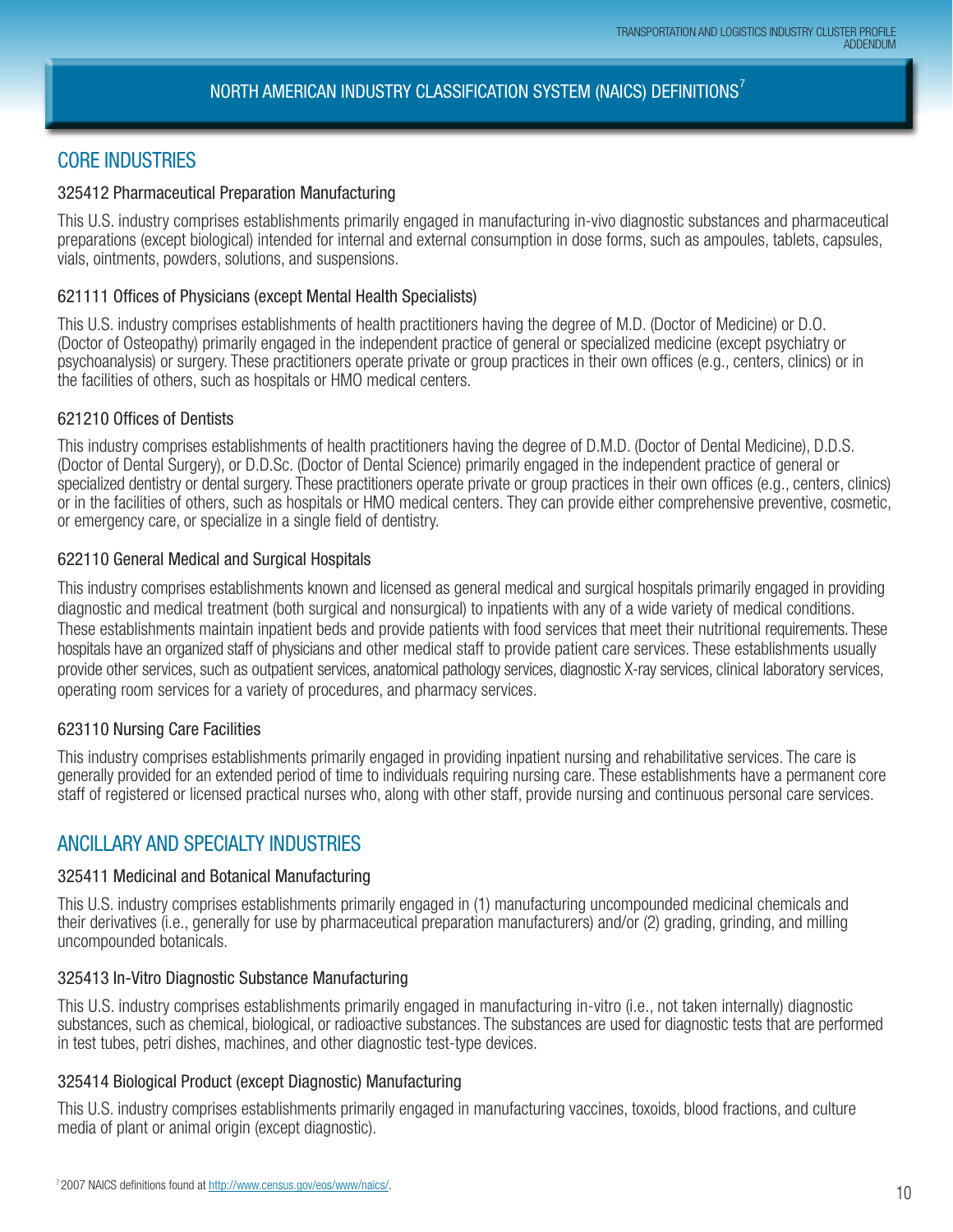## NORTH AMERICAN INDUSTRY CLASSIFICATION SYSTEM (NAICS) DEFINITIONS[7]

## CORE INDUSTRIES

### 325412 Pharmaceutical Preparation Manufacturing

This U.S. industry comprises establishments primarily engaged in manufacturing in-vivo diagnostic substances and pharmaceutical preparations (except biological) intended for internal and external consumption in dose forms, such as ampoules, tablets, capsules, vials, ointments, powders, solutions, and suspensions.

### 621111 Offices of Physicians (except Mental Health Specialists)

This U.S. industry comprises establishments of health practitioners having the degree of M.D. (Doctor of Medicine) or D.O. (Doctor of Osteopathy) primarily engaged in the independent practice of general or specialized medicine (except psychiatry or psychoanalysis) or surgery. These practitioners operate private or group practices in their own offices (e.g., centers, clinics) or in the facilities of others, such as hospitals or HMO medical centers.

### 621210 Offices of Dentists

This industry comprises establishments of health practitioners having the degree of D.M.D. (Doctor of Dental Medicine), D.D.S. (Doctor of Dental Surgery), or D.D.Sc. (Doctor of Dental Science) primarily engaged in the independent practice of general or specialized dentistry or dental surgery. These practitioners operate private or group practices in their own offices (e.g., centers, clinics) or in the facilities of others, such as hospitals or HMO medical centers. They can provide either comprehensive preventive, cosmetic, or emergency care, or specialize in a single field of dentistry.

### 622110 General Medical and Surgical Hospitals

This industry comprises establishments known and licensed as general medical and surgical hospitals primarily engaged in providing diagnostic and medical treatment (both surgical and nonsurgical) to inpatients with any of a wide variety of medical conditions. These establishments maintain inpatient beds and provide patients with food services that meet their nutritional requirements. These hospitals have an organized staff of physicians and other medical staff to provide patient care services. These establishments usually provide other services, such as outpatient services, anatomical pathology services, diagnostic X-ray services, clinical laboratory services, operating room services for a variety of procedures, and pharmacy services.

### 623110 Nursing Care Facilities

This industry comprises establishments primarily engaged in providing inpatient nursing and rehabilitative services. The care is generally provided for an extended period of time to individuals requiring nursing care. These establishments have a permanent core staff of registered or licensed practical nurses who, along with other staff, provide nursing and continuous personal care services.

## ANCILLARY AND SPECIALTY INDUSTRIES

### 325411 Medicinal and Botanical Manufacturing

This U.S. industry comprises establishments primarily engaged in (1) manufacturing uncompounded medicinal chemicals and their derivatives (i.e., generally for use by pharmaceutical preparation manufacturers) and/or (2) grading, grinding, and milling uncompounded botanicals.

### 325413 In-Vitro Diagnostic Substance Manufacturing

This U.S. industry comprises establishments primarily engaged in manufacturing in-vitro (i.e., not taken internally) diagnostic substances, such as chemical, biological, or radioactive substances. The substances are used for diagnostic tests that are performed in test tubes, petri dishes, machines, and other diagnostic test-type devices.

### 325414 Biological Product (except Diagnostic) Manufacturing

This U.S. industry comprises establishments primarily engaged in manufacturing vaccines, toxoids, blood fractions, and culture media of plant or animal origin (except diagnostic).

[7] 2007 NAICS definitions found at http://www.census.gov/eos/www/naics/.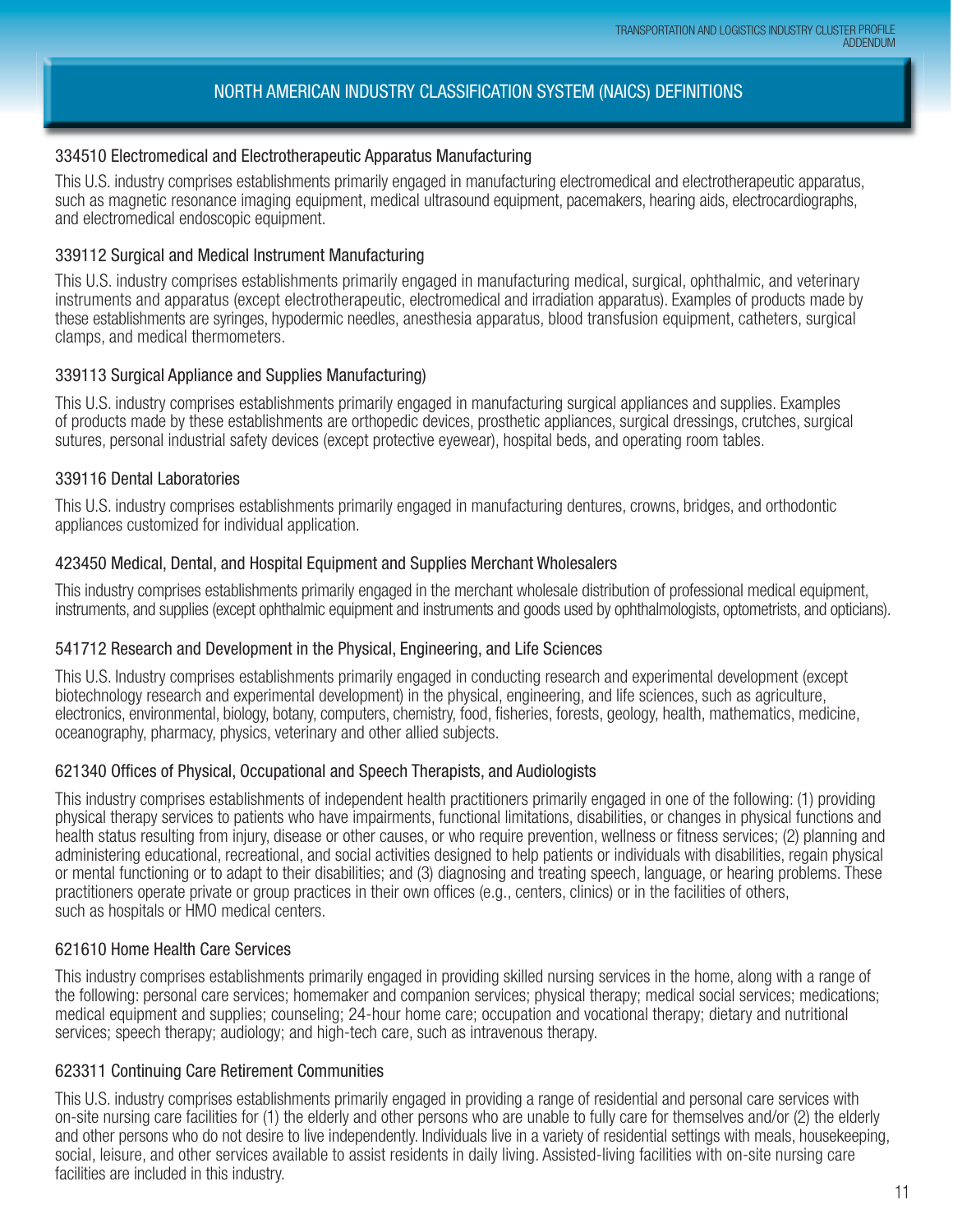## NORTH AMERICAN INDUSTRY CLASSIFICATION SYSTEM (NAICS) DEFINITIONS

### 334510 Electromedical and Electrotherapeutic Apparatus Manufacturing

This U.S. industry comprises establishments primarily engaged in manufacturing electromedical and electrotherapeutic apparatus, such as magnetic resonance imaging equipment, medical ultrasound equipment, pacemakers, hearing aids, electrocardiographs, and electromedical endoscopic equipment.

### 339112 Surgical and Medical Instrument Manufacturing

This U.S. industry comprises establishments primarily engaged in manufacturing medical, surgical, ophthalmic, and veterinary instruments and apparatus (except electrotherapeutic, electromedical and irradiation apparatus). Examples of products made by these establishments are syringes, hypodermic needles, anesthesia apparatus, blood transfusion equipment, catheters, surgical clamps, and medical thermometers.

### 339113 Surgical Appliance and Supplies Manufacturing)

This U.S. industry comprises establishments primarily engaged in manufacturing surgical appliances and supplies. Examples of products made by these establishments are orthopedic devices, prosthetic appliances, surgical dressings, crutches, surgical sutures, personal industrial safety devices (except protective eyewear), hospital beds, and operating room tables.

### 339116 Dental Laboratories

This U.S. industry comprises establishments primarily engaged in manufacturing dentures, crowns, bridges, and orthodontic appliances customized for individual application.

### 423450 Medical, Dental, and Hospital Equipment and Supplies Merchant Wholesalers

This industry comprises establishments primarily engaged in the merchant wholesale distribution of professional medical equipment, instruments, and supplies (except ophthalmic equipment and instruments and goods used by ophthalmologists, optometrists, and opticians).

### 541712 Research and Development in the Physical, Engineering, and Life Sciences

This U.S. Industry comprises establishments primarily engaged in conducting research and experimental development (except biotechnology research and experimental development) in the physical, engineering, and life sciences, such as agriculture, electronics, environmental, biology, botany, computers, chemistry, food, fisheries, forests, geology, health, mathematics, medicine, oceanography, pharmacy, physics, veterinary and other allied subjects.

### 621340 Offices of Physical, Occupational and Speech Therapists, and Audiologists

This industry comprises establishments of independent health practitioners primarily engaged in one of the following: (1) providing physical therapy services to patients who have impairments, functional limitations, disabilities, or changes in physical functions and health status resulting from injury, disease or other causes, or who require prevention, wellness or fitness services; (2) planning and administering educational, recreational, and social activities designed to help patients or individuals with disabilities, regain physical or mental functioning or to adapt to their disabilities; and (3) diagnosing and treating speech, language, or hearing problems. These practitioners operate private or group practices in their own offices (e.g., centers, clinics) or in the facilities of others, such as hospitals or HMO medical centers.

### 621610 Home Health Care Services

This industry comprises establishments primarily engaged in providing skilled nursing services in the home, along with a range of the following: personal care services; homemaker and companion services; physical therapy; medical social services; medications; medical equipment and supplies; counseling; 24-hour home care; occupation and vocational therapy; dietary and nutritional services; speech therapy; audiology; and high-tech care, such as intravenous therapy.

### 623311 Continuing Care Retirement Communities

This U.S. industry comprises establishments primarily engaged in providing a range of residential and personal care services with on-site nursing care facilities for (1) the elderly and other persons who are unable to fully care for themselves and/or (2) the elderly and other persons who do not desire to live independently. Individuals live in a variety of residential settings with meals, housekeeping, social, leisure, and other services available to assist residents in daily living. Assisted-living facilities with on-site nursing care facilities are included in this industry.